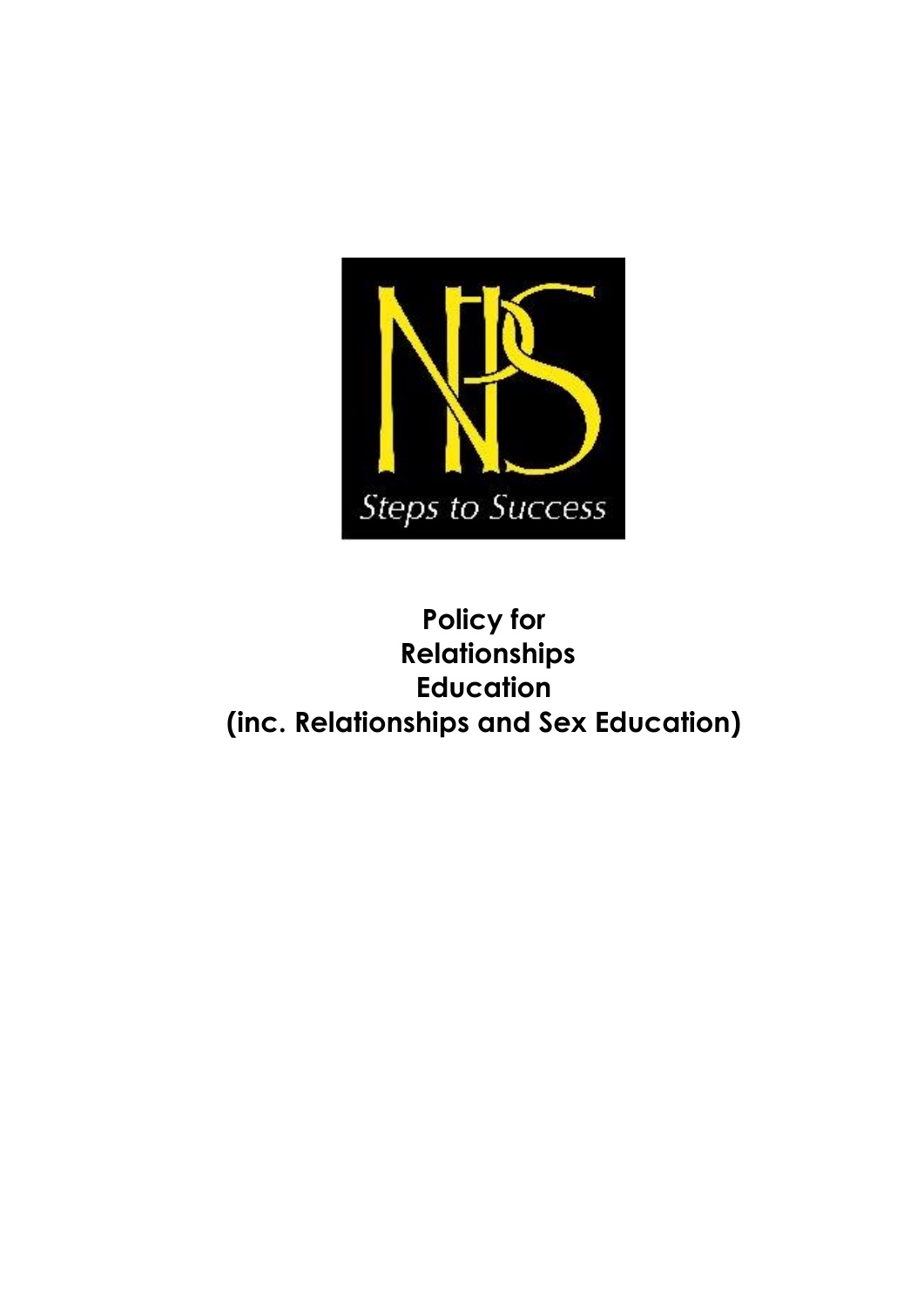NPS

Steps to Success

# Policy for Relationships Education (inc. Relationships and Sex Education)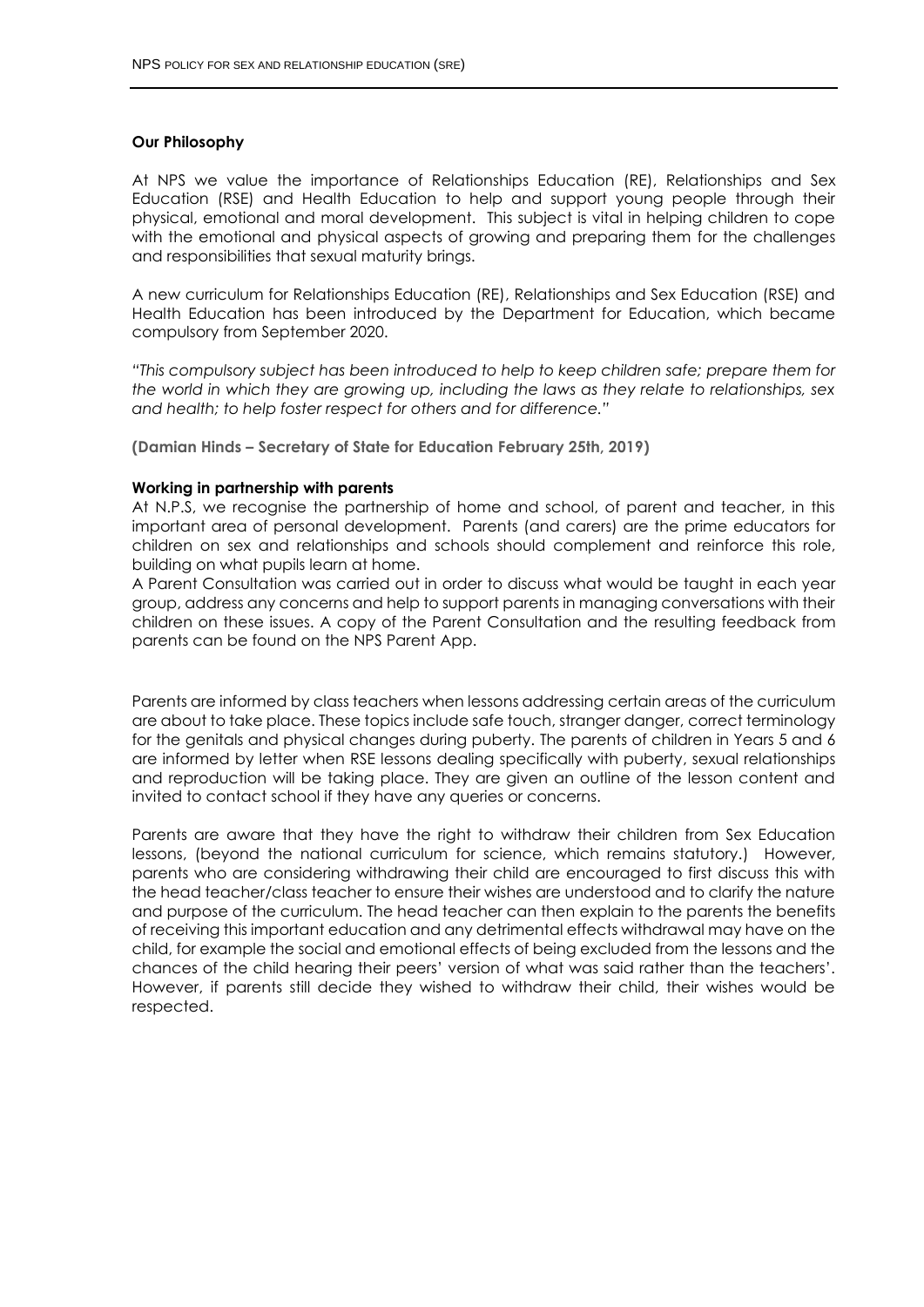**Our Philosophy**

At NPS we value the importance of Relationships Education (RE), Relationships and Sex Education (RSE) and Health Education to help and support young people through their physical, emotional and moral development. This subject is vital in helping children to cope with the emotional and physical aspects of growing and preparing them for the challenges and responsibilities that sexual maturity brings.

A new curriculum for Relationships Education (RE), Relationships and Sex Education (RSE) and Health Education has been introduced by the Department for Education, which became compulsory from September 2020.

*"This compulsory subject has been introduced to help to keep children safe; prepare them for the world in which they are growing up, including the laws as they relate to relationships, sex and health; to help foster respect for others and for difference."*

**(Damian Hinds – Secretary of State for Education February 25th, 2019)**

**Working in partnership with parents**

At N.P.S, we recognise the partnership of home and school, of parent and teacher, in this important area of personal development. Parents (and carers) are the prime educators for children on sex and relationships and schools should complement and reinforce this role, building on what pupils learn at home.

A Parent Consultation was carried out in order to discuss what would be taught in each year group, address any concerns and help to support parents in managing conversations with their children on these issues. A copy of the Parent Consultation and the resulting feedback from parents can be found on the NPS Parent App.

Parents are informed by class teachers when lessons addressing certain areas of the curriculum are about to take place. These topics include safe touch, stranger danger, correct terminology for the genitals and physical changes during puberty. The parents of children in Years 5 and 6 are informed by letter when RSE lessons dealing specifically with puberty, sexual relationships and reproduction will be taking place. They are given an outline of the lesson content and invited to contact school if they have any queries or concerns.

Parents are aware that they have the right to withdraw their children from Sex Education lessons, (beyond the national curriculum for science, which remains statutory.) However, parents who are considering withdrawing their child are encouraged to first discuss this with the head teacher/class teacher to ensure their wishes are understood and to clarify the nature and purpose of the curriculum. The head teacher can then explain to the parents the benefits of receiving this important education and any detrimental effects withdrawal may have on the child, for example the social and emotional effects of being excluded from the lessons and the chances of the child hearing their peers' version of what was said rather than the teachers'. However, if parents still decide they wished to withdraw their child, their wishes would be respected.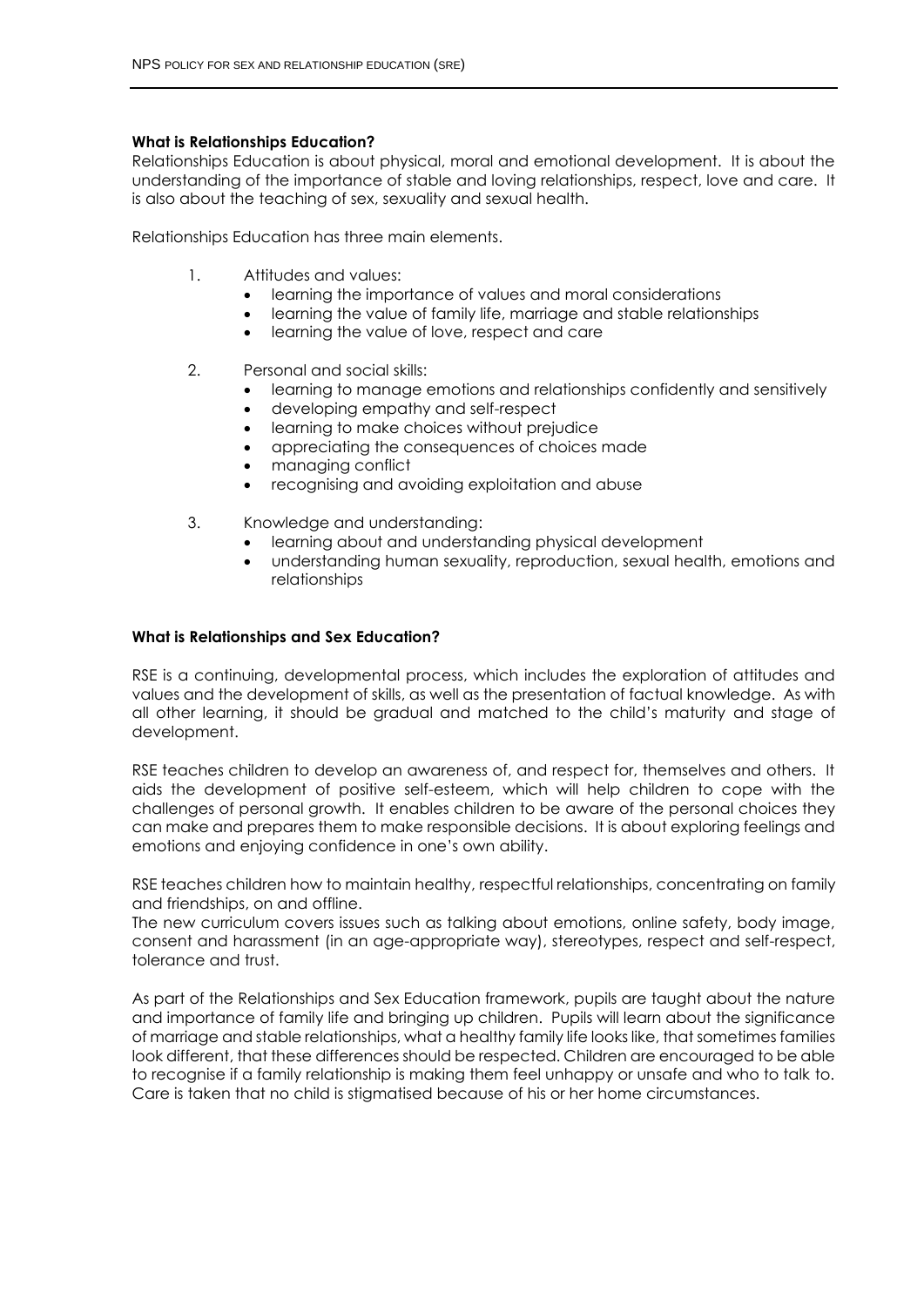**What is Relationships Education?**

Relationships Education is about physical, moral and emotional development. It is about the understanding of the importance of stable and loving relationships, respect, love and care. It is also about the teaching of sex, sexuality and sexual health.

Relationships Education has three main elements.

1. Attitudes and values:
   - learning the importance of values and moral considerations
   - learning the value of family life, marriage and stable relationships
   - learning the value of love, respect and care

2. Personal and social skills:
   - learning to manage emotions and relationships confidently and sensitively
   - developing empathy and self-respect
   - learning to make choices without prejudice
   - appreciating the consequences of choices made
   - managing conflict
   - recognising and avoiding exploitation and abuse

3. Knowledge and understanding:
   - learning about and understanding physical development
   - understanding human sexuality, reproduction, sexual health, emotions and relationships

**What is Relationships and Sex Education?**

RSE is a continuing, developmental process, which includes the exploration of attitudes and values and the development of skills, as well as the presentation of factual knowledge. As with all other learning, it should be gradual and matched to the child's maturity and stage of development.

RSE teaches children to develop an awareness of, and respect for, themselves and others. It aids the development of positive self-esteem, which will help children to cope with the challenges of personal growth. It enables children to be aware of the personal choices they can make and prepares them to make responsible decisions. It is about exploring feelings and emotions and enjoying confidence in one's own ability.

RSE teaches children how to maintain healthy, respectful relationships, concentrating on family and friendships, on and offline.

The new curriculum covers issues such as talking about emotions, online safety, body image, consent and harassment (in an age-appropriate way), stereotypes, respect and self-respect, tolerance and trust.

As part of the Relationships and Sex Education framework, pupils are taught about the nature and importance of family life and bringing up children. Pupils will learn about the significance of marriage and stable relationships, what a healthy family life looks like, that sometimes families look different, that these differences should be respected. Children are encouraged to be able to recognise if a family relationship is making them feel unhappy or unsafe and who to talk to. Care is taken that no child is stigmatised because of his or her home circumstances.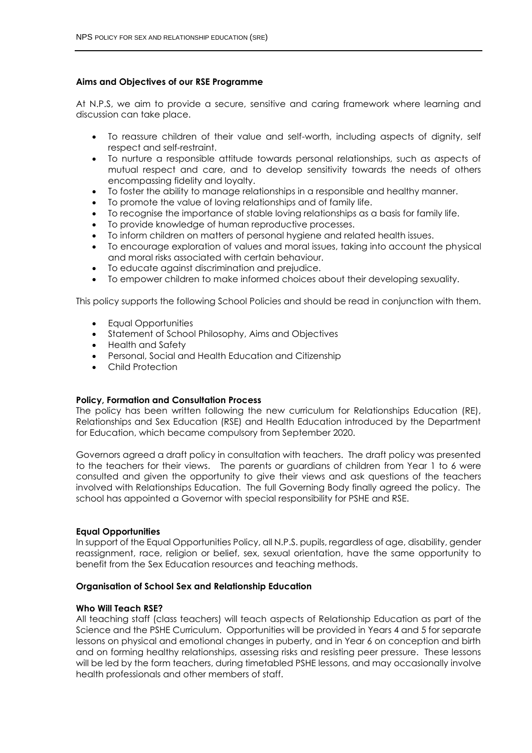### Aims and Objectives of our RSE Programme

At N.P.S, we aim to provide a secure, sensitive and caring framework where learning and discussion can take place.

- To reassure children of their value and self-worth, including aspects of dignity, self respect and self-restraint.
- To nurture a responsible attitude towards personal relationships, such as aspects of mutual respect and care, and to develop sensitivity towards the needs of others encompassing fidelity and loyalty.
- To foster the ability to manage relationships in a responsible and healthy manner.
- To promote the value of loving relationships and of family life.
- To recognise the importance of stable loving relationships as a basis for family life.
- To provide knowledge of human reproductive processes.
- To inform children on matters of personal hygiene and related health issues.
- To encourage exploration of values and moral issues, taking into account the physical and moral risks associated with certain behaviour.
- To educate against discrimination and prejudice.
- To empower children to make informed choices about their developing sexuality.

This policy supports the following School Policies and should be read in conjunction with them.

- Equal Opportunities
- Statement of School Philosophy, Aims and Objectives
- Health and Safety
- Personal, Social and Health Education and Citizenship
- Child Protection

### Policy, Formation and Consultation Process

The policy has been written following the new curriculum for Relationships Education (RE), Relationships and Sex Education (RSE) and Health Education introduced by the Department for Education, which became compulsory from September 2020.

Governors agreed a draft policy in consultation with teachers. The draft policy was presented to the teachers for their views. The parents or guardians of children from Year 1 to 6 were consulted and given the opportunity to give their views and ask questions of the teachers involved with Relationships Education. The full Governing Body finally agreed the policy. The school has appointed a Governor with special responsibility for PSHE and RSE.

### Equal Opportunities

In support of the Equal Opportunities Policy, all N.P.S. pupils, regardless of age, disability, gender reassignment, race, religion or belief, sex, sexual orientation, have the same opportunity to benefit from the Sex Education resources and teaching methods.

### Organisation of School Sex and Relationship Education

### Who Will Teach RSE?

All teaching staff (class teachers) will teach aspects of Relationship Education as part of the Science and the PSHE Curriculum. Opportunities will be provided in Years 4 and 5 for separate lessons on physical and emotional changes in puberty, and in Year 6 on conception and birth and on forming healthy relationships, assessing risks and resisting peer pressure. These lessons will be led by the form teachers, during timetabled PSHE lessons, and may occasionally involve health professionals and other members of staff.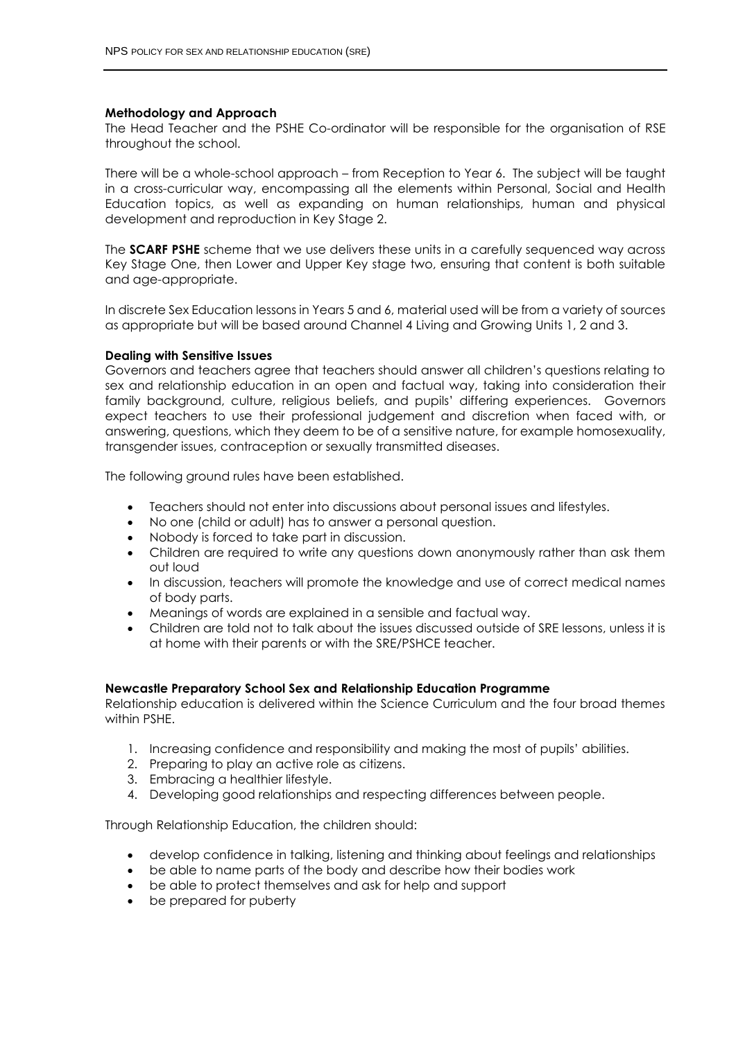**Methodology and Approach**

The Head Teacher and the PSHE Co-ordinator will be responsible for the organisation of RSE throughout the school.

There will be a whole-school approach – from Reception to Year 6. The subject will be taught in a cross-curricular way, encompassing all the elements within Personal, Social and Health Education topics, as well as expanding on human relationships, human and physical development and reproduction in Key Stage 2.

The **SCARF PSHE** scheme that we use delivers these units in a carefully sequenced way across Key Stage One, then Lower and Upper Key stage two, ensuring that content is both suitable and age-appropriate.

In discrete Sex Education lessons in Years 5 and 6, material used will be from a variety of sources as appropriate but will be based around Channel 4 Living and Growing Units 1, 2 and 3.

**Dealing with Sensitive Issues**

Governors and teachers agree that teachers should answer all children's questions relating to sex and relationship education in an open and factual way, taking into consideration their family background, culture, religious beliefs, and pupils' differing experiences. Governors expect teachers to use their professional judgement and discretion when faced with, or answering, questions, which they deem to be of a sensitive nature, for example homosexuality, transgender issues, contraception or sexually transmitted diseases.

The following ground rules have been established.

- Teachers should not enter into discussions about personal issues and lifestyles.
- No one (child or adult) has to answer a personal question.
- Nobody is forced to take part in discussion.
- Children are required to write any questions down anonymously rather than ask them out loud
- In discussion, teachers will promote the knowledge and use of correct medical names of body parts.
- Meanings of words are explained in a sensible and factual way.
- Children are told not to talk about the issues discussed outside of SRE lessons, unless it is at home with their parents or with the SRE/PSHCE teacher.

**Newcastle Preparatory School Sex and Relationship Education Programme**

Relationship education is delivered within the Science Curriculum and the four broad themes within PSHE.

1. Increasing confidence and responsibility and making the most of pupils' abilities.
2. Preparing to play an active role as citizens.
3. Embracing a healthier lifestyle.
4. Developing good relationships and respecting differences between people.

Through Relationship Education, the children should:

- develop confidence in talking, listening and thinking about feelings and relationships
- be able to name parts of the body and describe how their bodies work
- be able to protect themselves and ask for help and support
- be prepared for puberty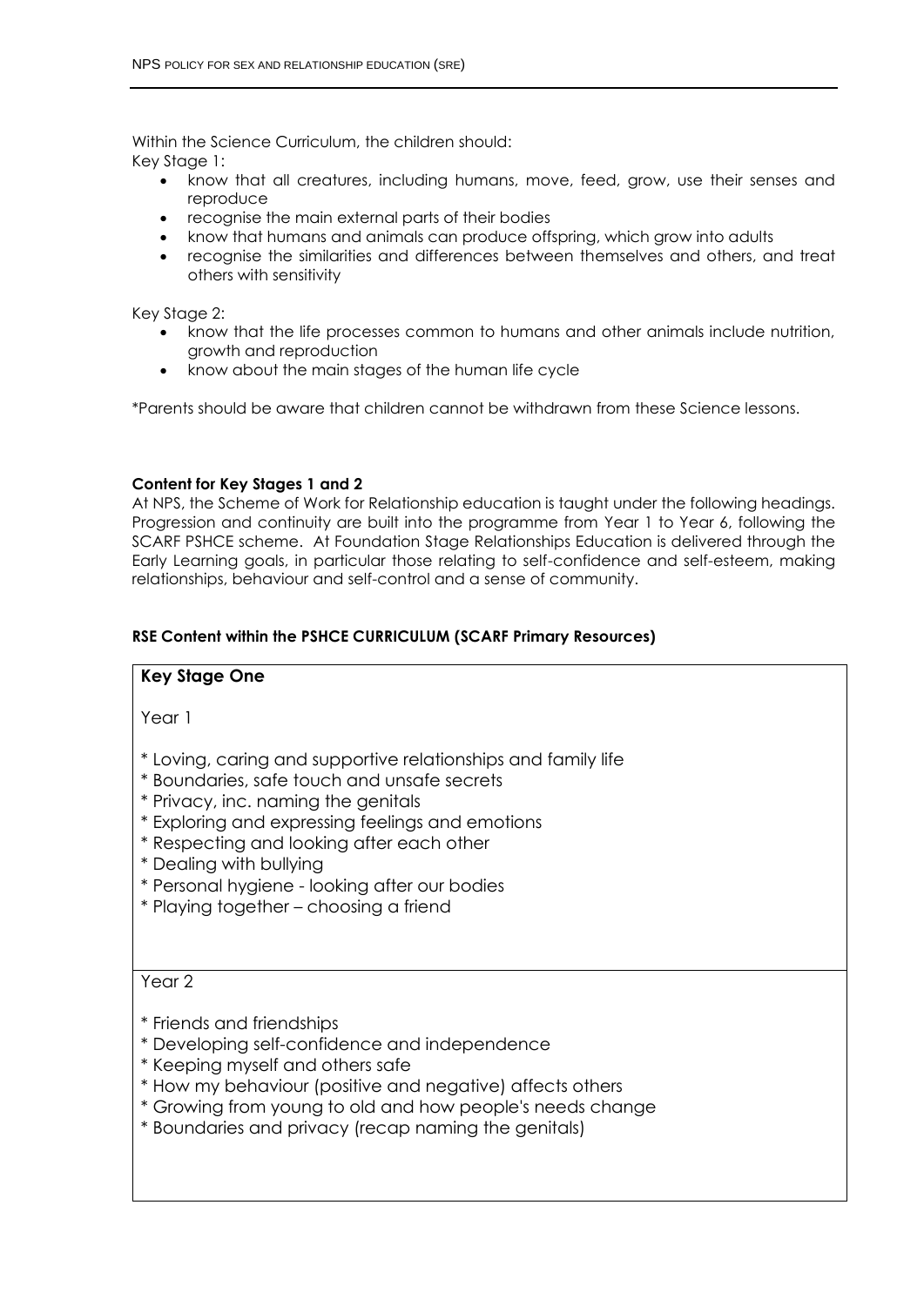Within the Science Curriculum, the children should:

Key Stage 1:

- know that all creatures, including humans, move, feed, grow, use their senses and reproduce
- recognise the main external parts of their bodies
- know that humans and animals can produce offspring, which grow into adults
- recognise the similarities and differences between themselves and others, and treat others with sensitivity

Key Stage 2:

- know that the life processes common to humans and other animals include nutrition, growth and reproduction
- know about the main stages of the human life cycle

*Parents should be aware that children cannot be withdrawn from these Science lessons.

**Content for Key Stages 1 and 2**

At NPS, the Scheme of Work for Relationship education is taught under the following headings. Progression and continuity are built into the programme from Year 1 to Year 6, following the SCARF PSHCE scheme. At Foundation Stage Relationships Education is delivered through the Early Learning goals, in particular those relating to self-confidence and self-esteem, making relationships, behaviour and self-control and a sense of community.

**RSE Content within the PSHCE CURRICULUM (SCARF Primary Resources)**

| **Key Stage One** |
|---|
| Year 1<br><br>* Loving, caring and supportive relationships and family life<br>* Boundaries, safe touch and unsafe secrets<br>* Privacy, inc. naming the genitals<br>* Exploring and expressing feelings and emotions<br>* Respecting and looking after each other<br>* Dealing with bullying<br>* Personal hygiene - looking after our bodies<br>* Playing together – choosing a friend |
| Year 2<br><br>* Friends and friendships<br>* Developing self-confidence and independence<br>* Keeping myself and others safe<br>* How my behaviour (positive and negative) affects others<br>* Growing from young to old and how people's needs change<br>* Boundaries and privacy (recap naming the genitals) |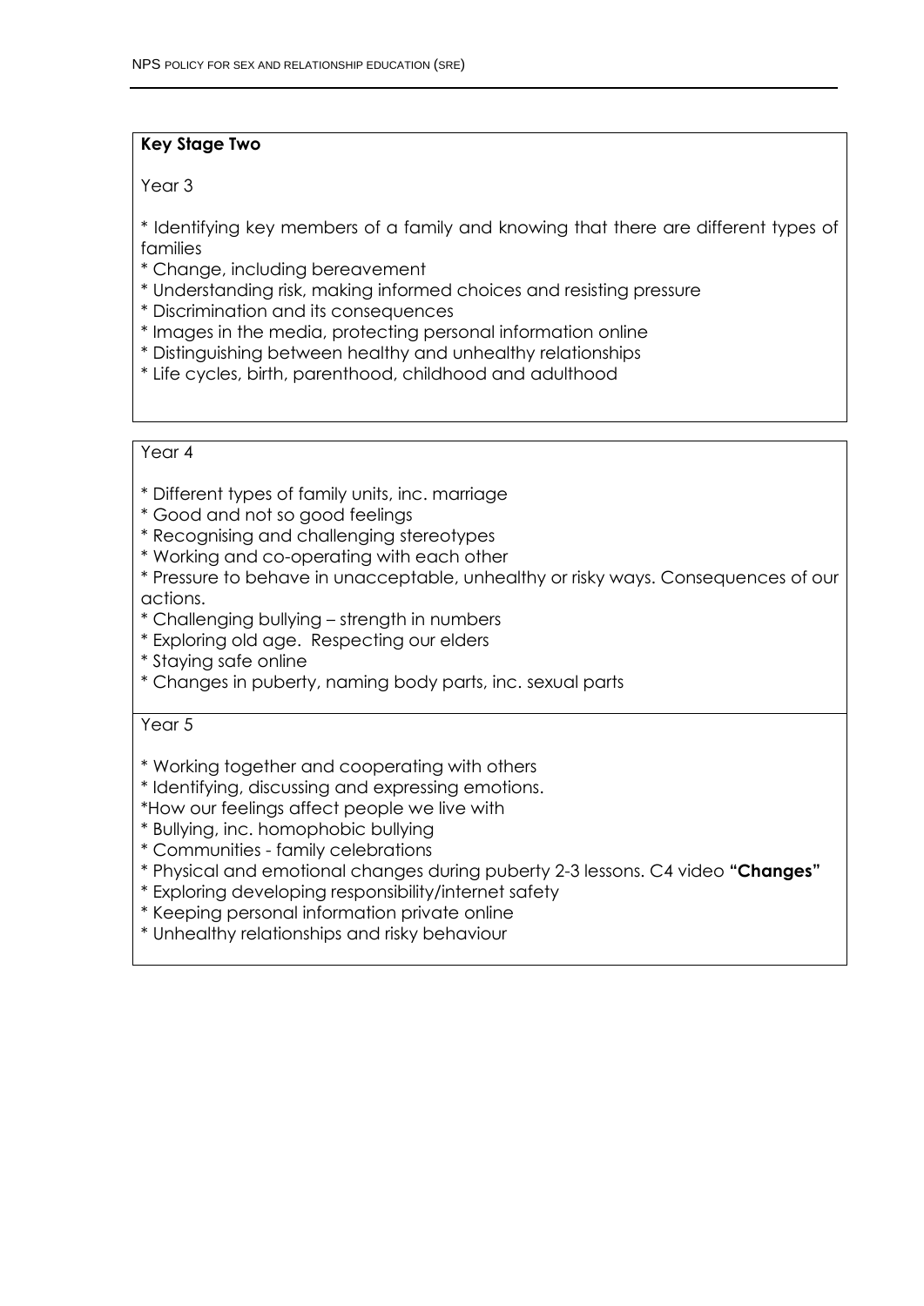**Key Stage Two**

Year 3

* Identifying key members of a family and knowing that there are different types of families
* Change, including bereavement
* Understanding risk, making informed choices and resisting pressure
* Discrimination and its consequences
* Images in the media, protecting personal information online
* Distinguishing between healthy and unhealthy relationships
* Life cycles, birth, parenthood, childhood and adulthood

Year 4

* Different types of family units, inc. marriage
* Good and not so good feelings
* Recognising and challenging stereotypes
* Working and co-operating with each other
* Pressure to behave in unacceptable, unhealthy or risky ways. Consequences of our actions.
* Challenging bullying – strength in numbers
* Exploring old age. Respecting our elders
* Staying safe online
* Changes in puberty, naming body parts, inc. sexual parts

Year 5

* Working together and cooperating with others
* Identifying, discussing and expressing emotions.
* How our feelings affect people we live with
* Bullying, inc. homophobic bullying
* Communities - family celebrations
* Physical and emotional changes during puberty 2-3 lessons. C4 video **"Changes"**
* Exploring developing responsibility/internet safety
* Keeping personal information private online
* Unhealthy relationships and risky behaviour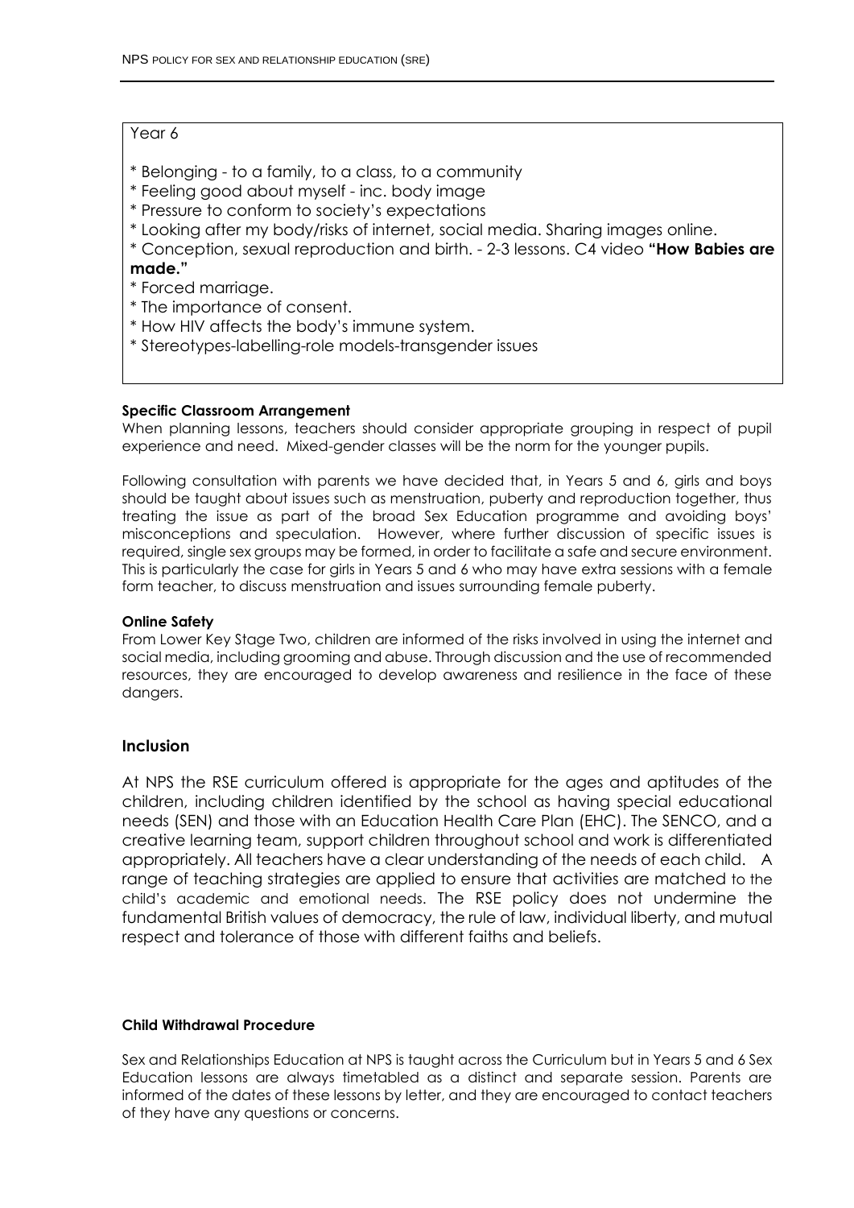Year 6

* Belonging - to a family, to a class, to a community
* Feeling good about myself - inc. body image
* Pressure to conform to society's expectations
* Looking after my body/risks of internet, social media. Sharing images online.
* Conception, sexual reproduction and birth. - 2-3 lessons. C4 video **"How Babies are made."**
* Forced marriage.
* The importance of consent.
* How HIV affects the body's immune system.
* Stereotypes-labelling-role models-transgender issues

**Specific Classroom Arrangement**

When planning lessons, teachers should consider appropriate grouping in respect of pupil experience and need. Mixed-gender classes will be the norm for the younger pupils.

Following consultation with parents we have decided that, in Years 5 and 6, girls and boys should be taught about issues such as menstruation, puberty and reproduction together, thus treating the issue as part of the broad Sex Education programme and avoiding boys' misconceptions and speculation. However, where further discussion of specific issues is required, single sex groups may be formed, in order to facilitate a safe and secure environment. This is particularly the case for girls in Years 5 and 6 who may have extra sessions with a female form teacher, to discuss menstruation and issues surrounding female puberty.

**Online Safety**

From Lower Key Stage Two, children are informed of the risks involved in using the internet and social media, including grooming and abuse. Through discussion and the use of recommended resources, they are encouraged to develop awareness and resilience in the face of these dangers.

## Inclusion

At NPS the RSE curriculum offered is appropriate for the ages and aptitudes of the children, including children identified by the school as having special educational needs (SEN) and those with an Education Health Care Plan (EHC). The SENCO, and a creative learning team, support children throughout school and work is differentiated appropriately. All teachers have a clear understanding of the needs of each child. A range of teaching strategies are applied to ensure that activities are matched to the child's academic and emotional needs. The RSE policy does not undermine the fundamental British values of democracy, the rule of law, individual liberty, and mutual respect and tolerance of those with different faiths and beliefs.

**Child Withdrawal Procedure**

Sex and Relationships Education at NPS is taught across the Curriculum but in Years 5 and 6 Sex Education lessons are always timetabled as a distinct and separate session. Parents are informed of the dates of these lessons by letter, and they are encouraged to contact teachers of they have any questions or concerns.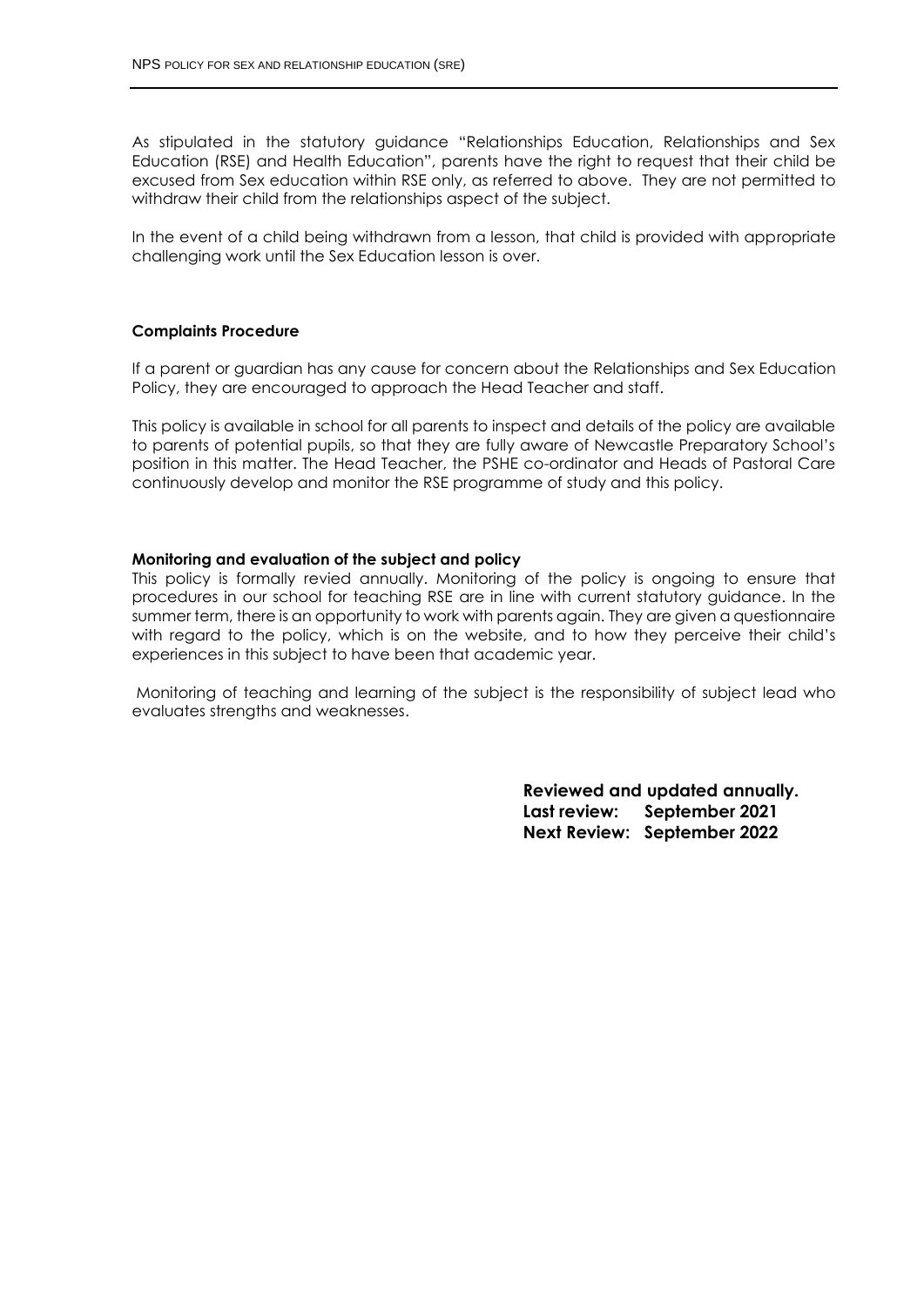As stipulated in the statutory guidance "Relationships Education, Relationships and Sex Education (RSE) and Health Education", parents have the right to request that their child be excused from Sex education within RSE only, as referred to above. They are not permitted to withdraw their child from the relationships aspect of the subject.

In the event of a child being withdrawn from a lesson, that child is provided with appropriate challenging work until the Sex Education lesson is over.

**Complaints Procedure**

If a parent or guardian has any cause for concern about the Relationships and Sex Education Policy, they are encouraged to approach the Head Teacher and staff.

This policy is available in school for all parents to inspect and details of the policy are available to parents of potential pupils, so that they are fully aware of Newcastle Preparatory School's position in this matter. The Head Teacher, the PSHE co-ordinator and Heads of Pastoral Care continuously develop and monitor the RSE programme of study and this policy.

**Monitoring and evaluation of the subject and policy**

This policy is formally revied annually. Monitoring of the policy is ongoing to ensure that procedures in our school for teaching RSE are in line with current statutory guidance. In the summer term, there is an opportunity to work with parents again. They are given a questionnaire with regard to the policy, which is on the website, and to how they perceive their child's experiences in this subject to have been that academic year.

Monitoring of teaching and learning of the subject is the responsibility of subject lead who evaluates strengths and weaknesses.

**Reviewed and updated annually.**
**Last review: September 2021**
**Next Review: September 2022**